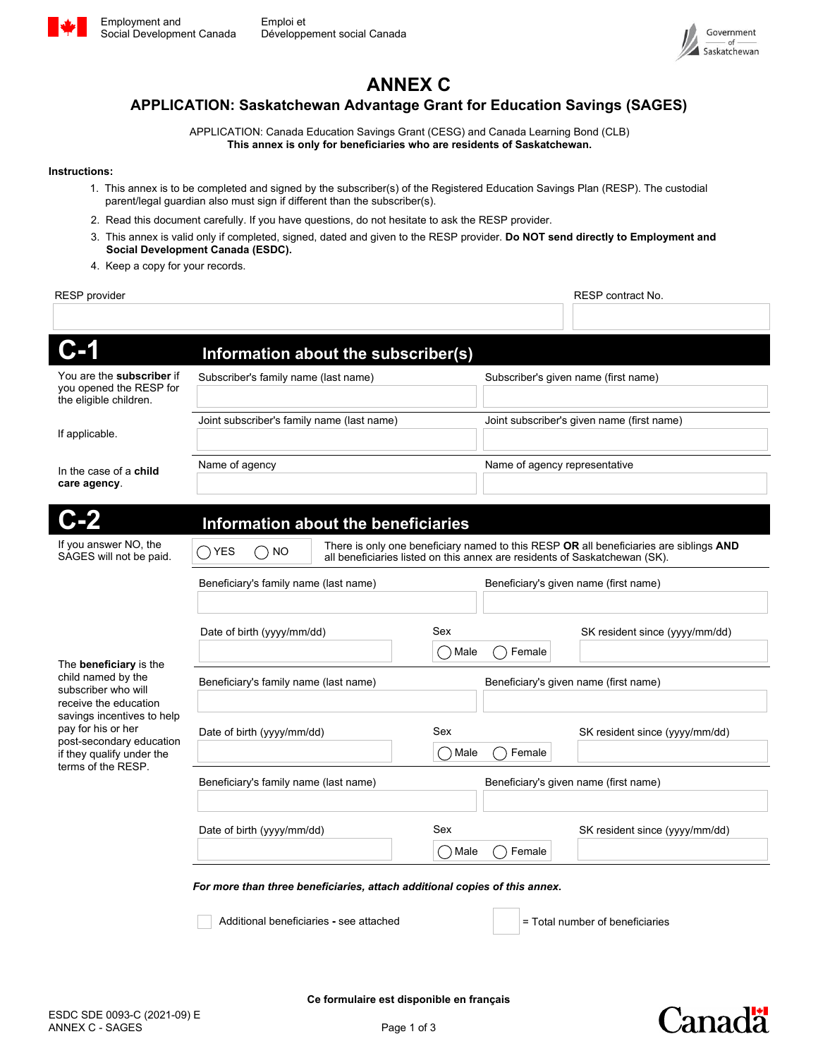Employment and Social Development Canada | Emploi et Développement social Canada

Government of Saskatchewan

# ANNEX C

## APPLICATION: Saskatchewan Advantage Grant for Education Savings (SAGES)

APPLICATION: Canada Education Savings Grant (CESG) and Canada Learning Bond (CLB)

**This annex is only for beneficiaries who are residents of Saskatchewan.**

**Instructions:**

1. This annex is to be completed and signed by the subscriber(s) of the Registered Education Savings Plan (RESP). The custodial parent/legal guardian also must sign if different than the subscriber(s).
2. Read this document carefully. If you have questions, do not hesitate to ask the RESP provider.
3. This annex is valid only if completed, signed, dated and given to the RESP provider. **Do NOT send directly to Employment and Social Development Canada (ESDC).**
4. Keep a copy for your records.

| RESP provider | RESP contract No. |
|---|---|
| | |

## C-1 Information about the subscriber(s)

You are the **subscriber** if you opened the RESP for the eligible children.

| Subscriber's family name (last name) | Subscriber's given name (first name) |
|---|---|
| | |

If applicable.

| Joint subscriber's family name (last name) | Joint subscriber's given name (first name) |
|---|---|
| | |

In the case of a **child care agency**.

| Name of agency | Name of agency representative |
|---|---|
| | |

## C-2 Information about the beneficiaries

If you answer NO, the SAGES will not be paid.

◯ YES ◯ NO There is only one beneficiary named to this RESP **OR** all beneficiaries are siblings **AND** all beneficiaries listed on this annex are residents of Saskatchewan (SK).

The **beneficiary** is the child named by the subscriber who will receive the education savings incentives to help pay for his or her post-secondary education if they qualify under the terms of the RESP.

| Beneficiary's family name (last name) | Beneficiary's given name (first name) | |
|---|---|---|
| | | |
| **Date of birth (yyyy/mm/dd)** | **Sex** | **SK resident since (yyyy/mm/dd)** |
| | ◯ Male ◯ Female | |

| Beneficiary's family name (last name) | Beneficiary's given name (first name) | |
|---|---|---|
| | | |
| **Date of birth (yyyy/mm/dd)** | **Sex** | **SK resident since (yyyy/mm/dd)** |
| | ◯ Male ◯ Female | |

| Beneficiary's family name (last name) | Beneficiary's given name (first name) | |
|---|---|---|
| | | |
| **Date of birth (yyyy/mm/dd)** | **Sex** | **SK resident since (yyyy/mm/dd)** |
| | ◯ Male ◯ Female | |

***For more than three beneficiaries, attach additional copies of this annex.***

☐ Additional beneficiaries - see attached

☐ = Total number of beneficiaries

**Ce formulaire est disponible en français**

ESDC SDE 0093-C (2021-09) E
ANNEX C - SAGES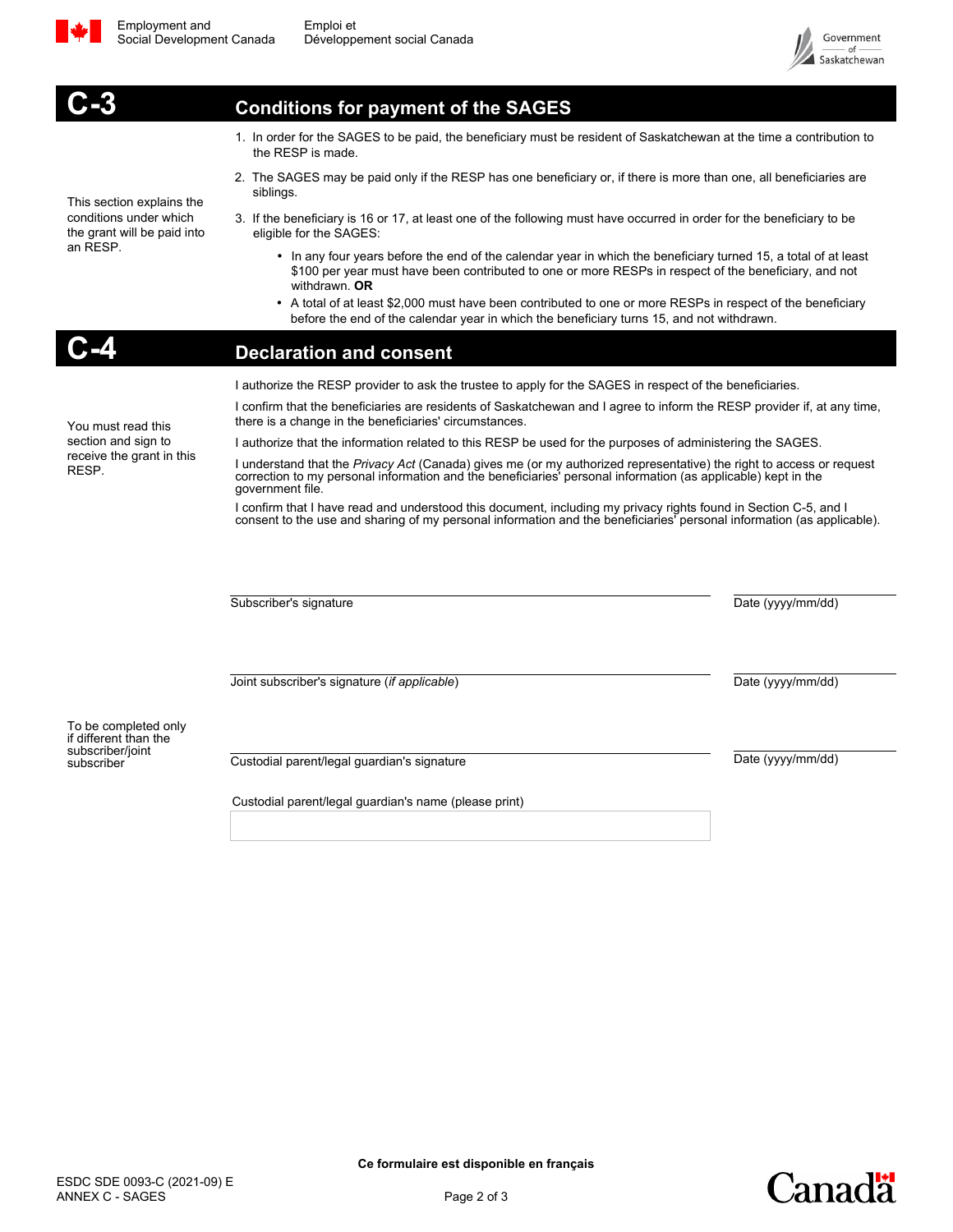Employment and Social Development Canada | Emploi et Développement social Canada

Government of Saskatchewan

## C-3 Conditions for payment of the SAGES

This section explains the conditions under which the grant will be paid into an RESP.

1. In order for the SAGES to be paid, the beneficiary must be resident of Saskatchewan at the time a contribution to the RESP is made.
2. The SAGES may be paid only if the RESP has one beneficiary or, if there is more than one, all beneficiaries are siblings.
3. If the beneficiary is 16 or 17, at least one of the following must have occurred in order for the beneficiary to be eligible for the SAGES:
   - In any four years before the end of the calendar year in which the beneficiary turned 15, a total of at least $100 per year must have been contributed to one or more RESPs in respect of the beneficiary, and not withdrawn. **OR**
   - A total of at least $2,000 must have been contributed to one or more RESPs in respect of the beneficiary before the end of the calendar year in which the beneficiary turns 15, and not withdrawn.

## C-4 Declaration and consent

You must read this section and sign to receive the grant in this RESP.

I authorize the RESP provider to ask the trustee to apply for the SAGES in respect of the beneficiaries.

I confirm that the beneficiaries are residents of Saskatchewan and I agree to inform the RESP provider if, at any time, there is a change in the beneficiaries' circumstances.

I authorize that the information related to this RESP be used for the purposes of administering the SAGES.

I understand that the *Privacy Act* (Canada) gives me (or my authorized representative) the right to access or request correction to my personal information and the beneficiaries' personal information (as applicable) kept in the government file.

I confirm that I have read and understood this document, including my privacy rights found in Section C-5, and I consent to the use and sharing of my personal information and the beneficiaries' personal information (as applicable).

Subscriber's signature ____________________ Date (yyyy/mm/dd) __________

Joint subscriber's signature (*if applicable*) ____________________ Date (yyyy/mm/dd) __________

To be completed only if different than the subscriber/joint subscriber

Custodial parent/legal guardian's signature ____________________ Date (yyyy/mm/dd) __________

Custodial parent/legal guardian's name (please print) ____________________

**Ce formulaire est disponible en français**

ESDC SDE 0093-C (2021-09) E
ANNEX C - SAGES

Canada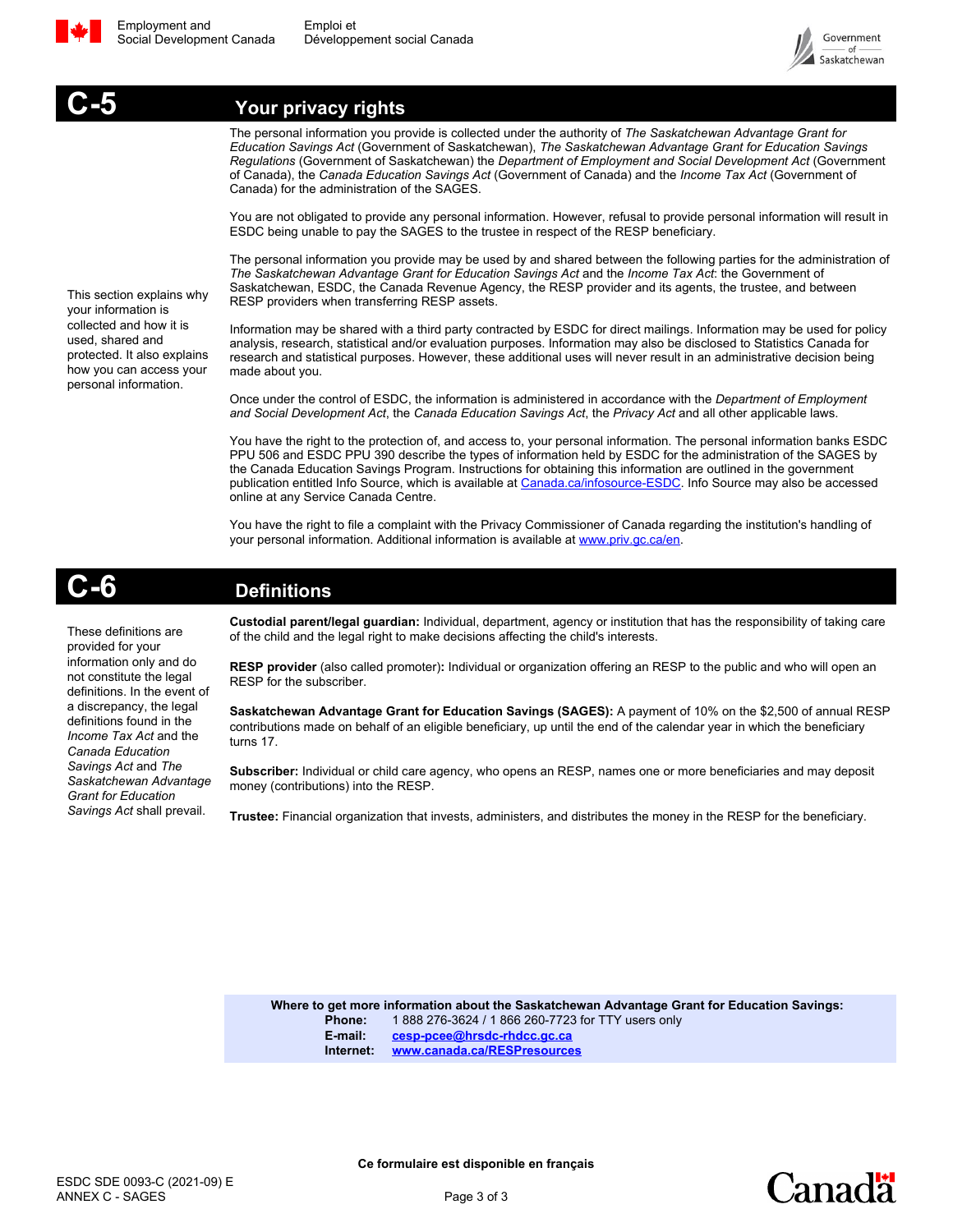## C-5 Your privacy rights

This section explains why your information is collected and how it is used, shared and protected. It also explains how you can access your personal information.

The personal information you provide is collected under the authority of *The Saskatchewan Advantage Grant for Education Savings Act* (Government of Saskatchewan), *The Saskatchewan Advantage Grant for Education Savings Regulations* (Government of Saskatchewan) the *Department of Employment and Social Development Act* (Government of Canada), the *Canada Education Savings Act* (Government of Canada) and the *Income Tax Act* (Government of Canada) for the administration of the SAGES.

You are not obligated to provide any personal information. However, refusal to provide personal information will result in ESDC being unable to pay the SAGES to the trustee in respect of the RESP beneficiary.

The personal information you provide may be used by and shared between the following parties for the administration of *The Saskatchewan Advantage Grant for Education Savings Act* and the *Income Tax Act*: the Government of Saskatchewan, ESDC, the Canada Revenue Agency, the RESP provider and its agents, the trustee, and between RESP providers when transferring RESP assets.

Information may be shared with a third party contracted by ESDC for direct mailings. Information may be used for policy analysis, research, statistical and/or evaluation purposes. Information may also be disclosed to Statistics Canada for research and statistical purposes. However, these additional uses will never result in an administrative decision being made about you.

Once under the control of ESDC, the information is administered in accordance with the *Department of Employment and Social Development Act*, the *Canada Education Savings Act*, the *Privacy Act* and all other applicable laws.

You have the right to the protection of, and access to, your personal information. The personal information banks ESDC PPU 506 and ESDC PPU 390 describe the types of information held by ESDC for the administration of the SAGES by the Canada Education Savings Program. Instructions for obtaining this information are outlined in the government publication entitled Info Source, which is available at Canada.ca/infosource-ESDC. Info Source may also be accessed online at any Service Canada Centre.

You have the right to file a complaint with the Privacy Commissioner of Canada regarding the institution's handling of your personal information. Additional information is available at www.priv.gc.ca/en.

## C-6 Definitions

These definitions are provided for your information only and do not constitute the legal definitions. In the event of a discrepancy, the legal definitions found in the *Income Tax Act* and the *Canada Education Savings Act* and *The Saskatchewan Advantage Grant for Education Savings Act* shall prevail.

**Custodial parent/legal guardian:** Individual, department, agency or institution that has the responsibility of taking care of the child and the legal right to make decisions affecting the child's interests.

**RESP provider** (also called promoter)**:** Individual or organization offering an RESP to the public and who will open an RESP for the subscriber.

**Saskatchewan Advantage Grant for Education Savings (SAGES):** A payment of 10% on the $2,500 of annual RESP contributions made on behalf of an eligible beneficiary, up until the end of the calendar year in which the beneficiary turns 17.

**Subscriber:** Individual or child care agency, who opens an RESP, names one or more beneficiaries and may deposit money (contributions) into the RESP.

**Trustee:** Financial organization that invests, administers, and distributes the money in the RESP for the beneficiary.

**Where to get more information about the Saskatchewan Advantage Grant for Education Savings:**

**Phone:** 1 888 276-3624 / 1 866 260-7723 for TTY users only
**E-mail:** **cesp-pcee@hrsdc-rhdcc.gc.ca**
**Internet:** **www.canada.ca/RESPresources**

**Ce formulaire est disponible en français**

ESDC SDE 0093-C (2021-09) E
ANNEX C - SAGES